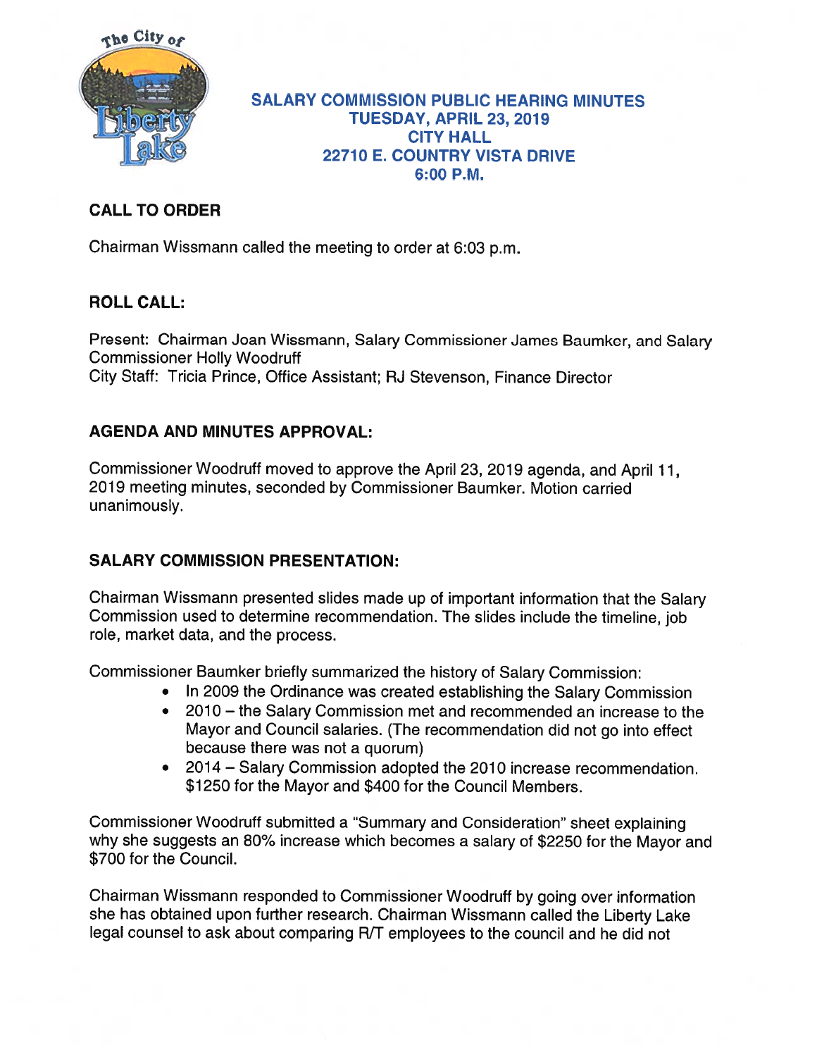# SALARY COMMISSION PUBLIC HEARING MINUTES
## TUESDAY, APRIL 23, 2019
## CITY HALL
## 22710 E. COUNTRY VISTA DRIVE
## 6:00 P.M.

### CALL TO ORDER

Chairman Wissmann called the meeting to order at 6:03 p.m.

### ROLL CALL:

Present: Chairman Joan Wissmann, Salary Commissioner James Baumker, and Salary Commissioner Holly Woodruff
City Staff: Tricia Prince, Office Assistant; RJ Stevenson, Finance Director

### AGENDA AND MINUTES APPROVAL:

Commissioner Woodruff moved to approve the April 23, 2019 agenda, and April 11, 2019 meeting minutes, seconded by Commissioner Baumker. Motion carried unanimously.

### SALARY COMMISSION PRESENTATION:

Chairman Wissmann presented slides made up of important information that the Salary Commission used to determine recommendation. The slides include the timeline, job role, market data, and the process.

Commissioner Baumker briefly summarized the history of Salary Commission:

- In 2009 the Ordinance was created establishing the Salary Commission
- 2010 – the Salary Commission met and recommended an increase to the Mayor and Council salaries. (The recommendation did not go into effect because there was not a quorum)
- 2014 – Salary Commission adopted the 2010 increase recommendation. $1250 for the Mayor and $400 for the Council Members.

Commissioner Woodruff submitted a "Summary and Consideration" sheet explaining why she suggests an 80% increase which becomes a salary of $2250 for the Mayor and $700 for the Council.

Chairman Wissmann responded to Commissioner Woodruff by going over information she has obtained upon further research. Chairman Wissmann called the Liberty Lake legal counsel to ask about comparing R/T employees to the council and he did not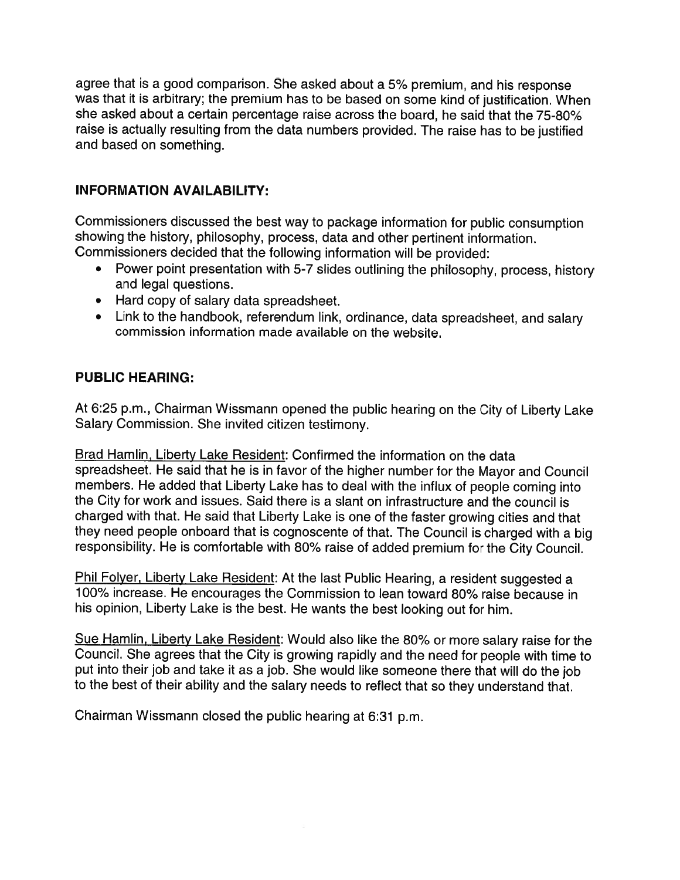agree that is a good comparison. She asked about a 5% premium, and his response was that it is arbitrary; the premium has to be based on some kind of justification. When she asked about a certain percentage raise across the board, he said that the 75-80% raise is actually resulting from the data numbers provided. The raise has to be justified and based on something.

## INFORMATION AVAILABILITY:

Commissioners discussed the best way to package information for public consumption showing the history, philosophy, process, data and other pertinent information. Commissioners decided that the following information will be provided:

- Power point presentation with 5-7 slides outlining the philosophy, process, history and legal questions.
- Hard copy of salary data spreadsheet.
- Link to the handbook, referendum link, ordinance, data spreadsheet, and salary commission information made available on the website.

## PUBLIC HEARING:

At 6:25 p.m., Chairman Wissmann opened the public hearing on the City of Liberty Lake Salary Commission. She invited citizen testimony.

Brad Hamlin, Liberty Lake Resident: Confirmed the information on the data spreadsheet. He said that he is in favor of the higher number for the Mayor and Council members. He added that Liberty Lake has to deal with the influx of people coming into the City for work and issues. Said there is a slant on infrastructure and the council is charged with that. He said that Liberty Lake is one of the faster growing cities and that they need people onboard that is cognoscente of that. The Council is charged with a big responsibility. He is comfortable with 80% raise of added premium for the City Council.

Phil Folyer, Liberty Lake Resident: At the last Public Hearing, a resident suggested a 100% increase. He encourages the Commission to lean toward 80% raise because in his opinion, Liberty Lake is the best. He wants the best looking out for him.

Sue Hamlin, Liberty Lake Resident: Would also like the 80% or more salary raise for the Council. She agrees that the City is growing rapidly and the need for people with time to put into their job and take it as a job. She would like someone there that will do the job to the best of their ability and the salary needs to reflect that so they understand that.

Chairman Wissmann closed the public hearing at 6:31 p.m.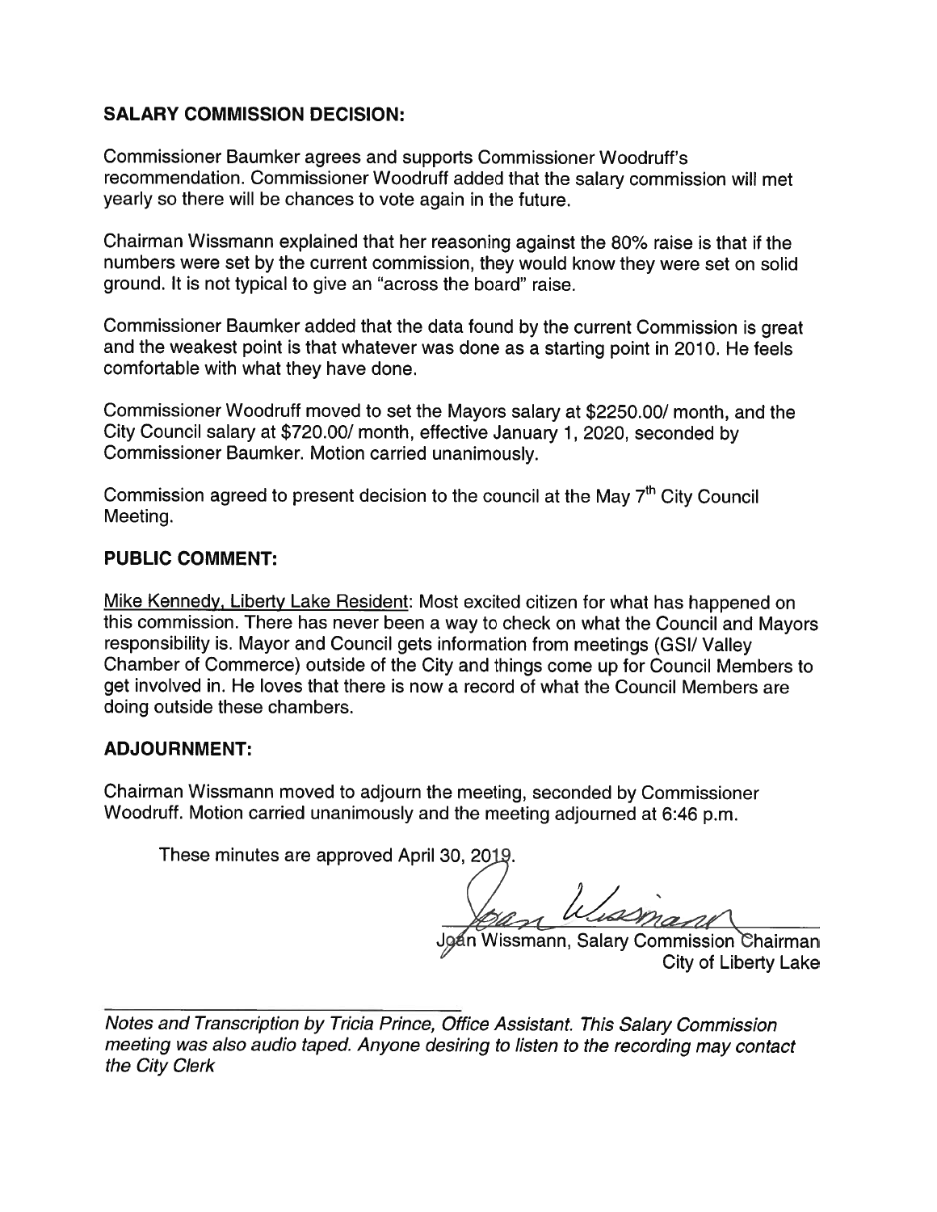## SALARY COMMISSION DECISION:

Commissioner Baumker agrees and supports Commissioner Woodruff's recommendation. Commissioner Woodruff added that the salary commission will met yearly so there will be chances to vote again in the future.

Chairman Wissmann explained that her reasoning against the 80% raise is that if the numbers were set by the current commission, they would know they were set on solid ground. It is not typical to give an "across the board" raise.

Commissioner Baumker added that the data found by the current Commission is great and the weakest point is that whatever was done as a starting point in 2010. He feels comfortable with what they have done.

Commissioner Woodruff moved to set the Mayors salary at $2250.00/ month, and the City Council salary at $720.00/ month, effective January 1, 2020, seconded by Commissioner Baumker. Motion carried unanimously.

Commission agreed to present decision to the council at the May 7th City Council Meeting.

## PUBLIC COMMENT:

Mike Kennedy, Liberty Lake Resident: Most excited citizen for what has happened on this commission. There has never been a way to check on what the Council and Mayors responsibility is. Mayor and Council gets information from meetings (GSI/ Valley Chamber of Commerce) outside of the City and things come up for Council Members to get involved in. He loves that there is now a record of what the Council Members are doing outside these chambers.

## ADJOURNMENT:

Chairman Wissmann moved to adjourn the meeting, seconded by Commissioner Woodruff. Motion carried unanimously and the meeting adjourned at 6:46 p.m.

These minutes are approved April 30, 2019.

Joan Wissmann, Salary Commission Chairman
City of Liberty Lake

*Notes and Transcription by Tricia Prince, Office Assistant. This Salary Commission meeting was also audio taped. Anyone desiring to listen to the recording may contact the City Clerk*